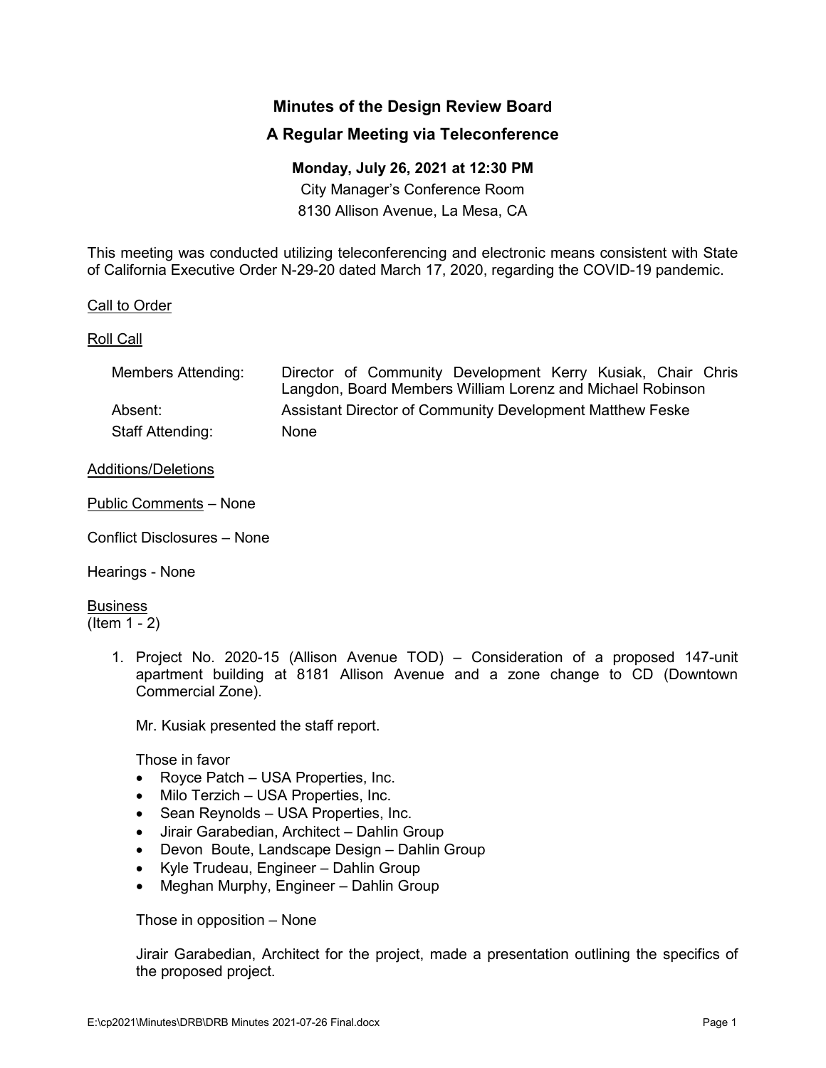# Minutes of the Design Review Board

## A Regular Meeting via Teleconference

**Monday, July 26, 2021 at 12:30 PM**

City Manager's Conference Room
8130 Allison Avenue, La Mesa, CA

This meeting was conducted utilizing teleconferencing and electronic means consistent with State of California Executive Order N-29-20 dated March 17, 2020, regarding the COVID-19 pandemic.

Call to Order

Roll Call

| | |
|---|---|
| Members Attending: | Director of Community Development Kerry Kusiak, Chair Chris Langdon, Board Members William Lorenz and Michael Robinson |
| Absent: | Assistant Director of Community Development Matthew Feske |
| Staff Attending: | None |

Additions/Deletions

Public Comments – None

Conflict Disclosures – None

Hearings - None

Business
(Item 1 - 2)

1. Project No. 2020-15 (Allison Avenue TOD) – Consideration of a proposed 147-unit apartment building at 8181 Allison Avenue and a zone change to CD (Downtown Commercial Zone).

   Mr. Kusiak presented the staff report.

   Those in favor
   - Royce Patch – USA Properties, Inc.
   - Milo Terzich – USA Properties, Inc.
   - Sean Reynolds – USA Properties, Inc.
   - Jirair Garabedian, Architect – Dahlin Group
   - Devon Boute, Landscape Design – Dahlin Group
   - Kyle Trudeau, Engineer – Dahlin Group
   - Meghan Murphy, Engineer – Dahlin Group

   Those in opposition – None

   Jirair Garabedian, Architect for the project, made a presentation outlining the specifics of the proposed project.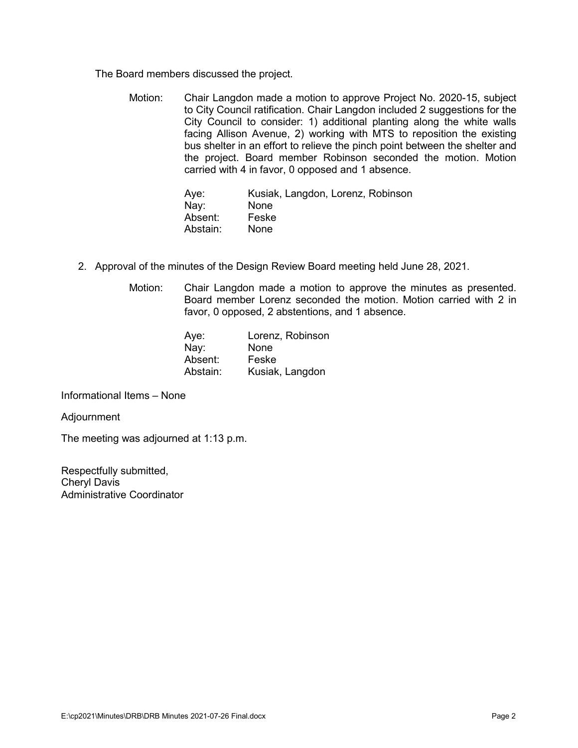The Board members discussed the project.

Motion: Chair Langdon made a motion to approve Project No. 2020-15, subject to City Council ratification. Chair Langdon included 2 suggestions for the City Council to consider: 1) additional planting along the white walls facing Allison Avenue, 2) working with MTS to reposition the existing bus shelter in an effort to relieve the pinch point between the shelter and the project. Board member Robinson seconded the motion. Motion carried with 4 in favor, 0 opposed and 1 absence.

| | |
|---|---|
| Aye: | Kusiak, Langdon, Lorenz, Robinson |
| Nay: | None |
| Absent: | Feske |
| Abstain: | None |

2. Approval of the minutes of the Design Review Board meeting held June 28, 2021.

Motion: Chair Langdon made a motion to approve the minutes as presented. Board member Lorenz seconded the motion. Motion carried with 2 in favor, 0 opposed, 2 abstentions, and 1 absence.

| | |
|---|---|
| Aye: | Lorenz, Robinson |
| Nay: | None |
| Absent: | Feske |
| Abstain: | Kusiak, Langdon |

Informational Items – None

Adjournment

The meeting was adjourned at 1:13 p.m.

Respectfully submitted,
Cheryl Davis
Administrative Coordinator